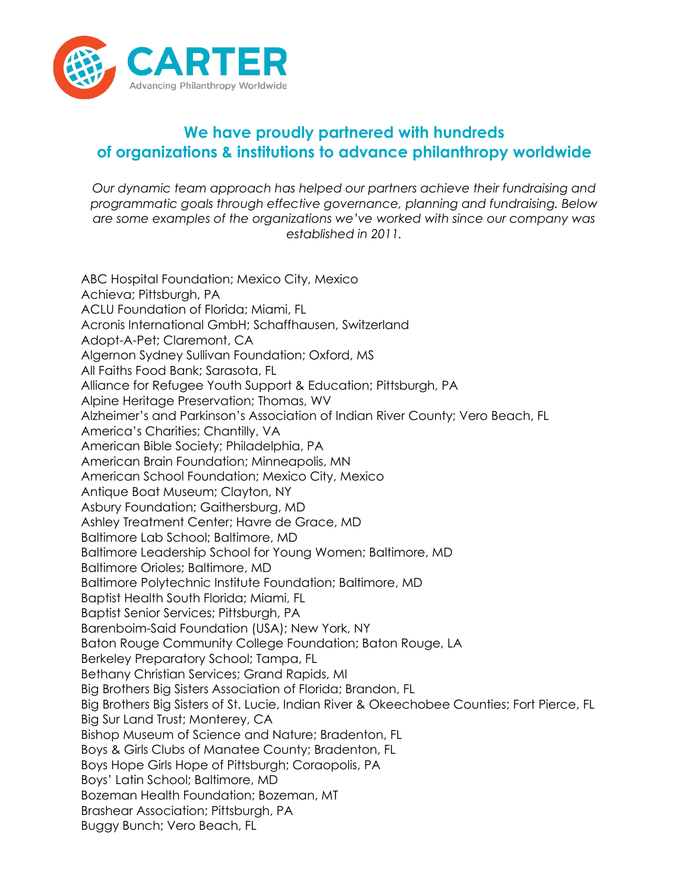# CARTER

Advancing Philanthropy Worldwide

## We have proudly partnered with hundreds of organizations & institutions to advance philanthropy worldwide

*Our dynamic team approach has helped our partners achieve their fundraising and programmatic goals through effective governance, planning and fundraising. Below are some examples of the organizations we've worked with since our company was established in 2011.*

ABC Hospital Foundation; Mexico City, Mexico
Achieva; Pittsburgh, PA
ACLU Foundation of Florida; Miami, FL
Acronis International GmbH; Schaffhausen, Switzerland
Adopt-A-Pet; Claremont, CA
Algernon Sydney Sullivan Foundation; Oxford, MS
All Faiths Food Bank; Sarasota, FL
Alliance for Refugee Youth Support & Education; Pittsburgh, PA
Alpine Heritage Preservation; Thomas, WV
Alzheimer's and Parkinson's Association of Indian River County; Vero Beach, FL
America's Charities; Chantilly, VA
American Bible Society; Philadelphia, PA
American Brain Foundation; Minneapolis, MN
American School Foundation; Mexico City, Mexico
Antique Boat Museum; Clayton, NY
Asbury Foundation; Gaithersburg, MD
Ashley Treatment Center; Havre de Grace, MD
Baltimore Lab School; Baltimore, MD
Baltimore Leadership School for Young Women; Baltimore, MD
Baltimore Orioles; Baltimore, MD
Baltimore Polytechnic Institute Foundation; Baltimore, MD
Baptist Health South Florida; Miami, FL
Baptist Senior Services; Pittsburgh, PA
Barenboim-Said Foundation (USA); New York, NY
Baton Rouge Community College Foundation; Baton Rouge, LA
Berkeley Preparatory School; Tampa, FL
Bethany Christian Services; Grand Rapids, MI
Big Brothers Big Sisters Association of Florida; Brandon, FL
Big Brothers Big Sisters of St. Lucie, Indian River & Okeechobee Counties; Fort Pierce, FL
Big Sur Land Trust; Monterey, CA
Bishop Museum of Science and Nature; Bradenton, FL
Boys & Girls Clubs of Manatee County; Bradenton, FL
Boys Hope Girls Hope of Pittsburgh; Coraopolis, PA
Boys' Latin School; Baltimore, MD
Bozeman Health Foundation; Bozeman, MT
Brashear Association; Pittsburgh, PA
Buggy Bunch; Vero Beach, FL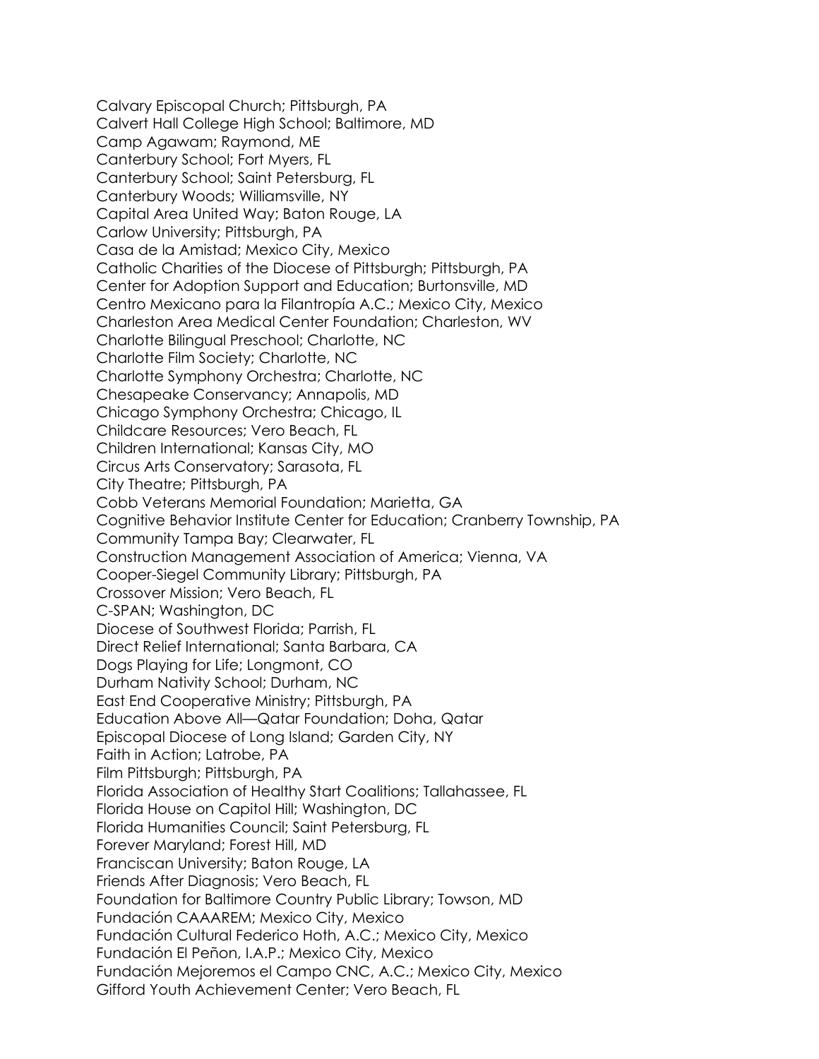Calvary Episcopal Church; Pittsburgh, PA
Calvert Hall College High School; Baltimore, MD
Camp Agawam; Raymond, ME
Canterbury School; Fort Myers, FL
Canterbury School; Saint Petersburg, FL
Canterbury Woods; Williamsville, NY
Capital Area United Way; Baton Rouge, LA
Carlow University; Pittsburgh, PA
Casa de la Amistad; Mexico City, Mexico
Catholic Charities of the Diocese of Pittsburgh; Pittsburgh, PA
Center for Adoption Support and Education; Burtonsville, MD
Centro Mexicano para la Filantropía A.C.; Mexico City, Mexico
Charleston Area Medical Center Foundation; Charleston, WV
Charlotte Bilingual Preschool; Charlotte, NC
Charlotte Film Society; Charlotte, NC
Charlotte Symphony Orchestra; Charlotte, NC
Chesapeake Conservancy; Annapolis, MD
Chicago Symphony Orchestra; Chicago, IL
Childcare Resources; Vero Beach, FL
Children International; Kansas City, MO
Circus Arts Conservatory; Sarasota, FL
City Theatre; Pittsburgh, PA
Cobb Veterans Memorial Foundation; Marietta, GA
Cognitive Behavior Institute Center for Education; Cranberry Township, PA
Community Tampa Bay; Clearwater, FL
Construction Management Association of America; Vienna, VA
Cooper-Siegel Community Library; Pittsburgh, PA
Crossover Mission; Vero Beach, FL
C-SPAN; Washington, DC
Diocese of Southwest Florida; Parrish, FL
Direct Relief International; Santa Barbara, CA
Dogs Playing for Life; Longmont, CO
Durham Nativity School; Durham, NC
East End Cooperative Ministry; Pittsburgh, PA
Education Above All—Qatar Foundation; Doha, Qatar
Episcopal Diocese of Long Island; Garden City, NY
Faith in Action; Latrobe, PA
Film Pittsburgh; Pittsburgh, PA
Florida Association of Healthy Start Coalitions; Tallahassee, FL
Florida House on Capitol Hill; Washington, DC
Florida Humanities Council; Saint Petersburg, FL
Forever Maryland; Forest Hill, MD
Franciscan University; Baton Rouge, LA
Friends After Diagnosis; Vero Beach, FL
Foundation for Baltimore Country Public Library; Towson, MD
Fundación CAAAREM; Mexico City, Mexico
Fundación Cultural Federico Hoth, A.C.; Mexico City, Mexico
Fundación El Peñon, I.A.P.; Mexico City, Mexico
Fundación Mejoremos el Campo CNC, A.C.; Mexico City, Mexico
Gifford Youth Achievement Center; Vero Beach, FL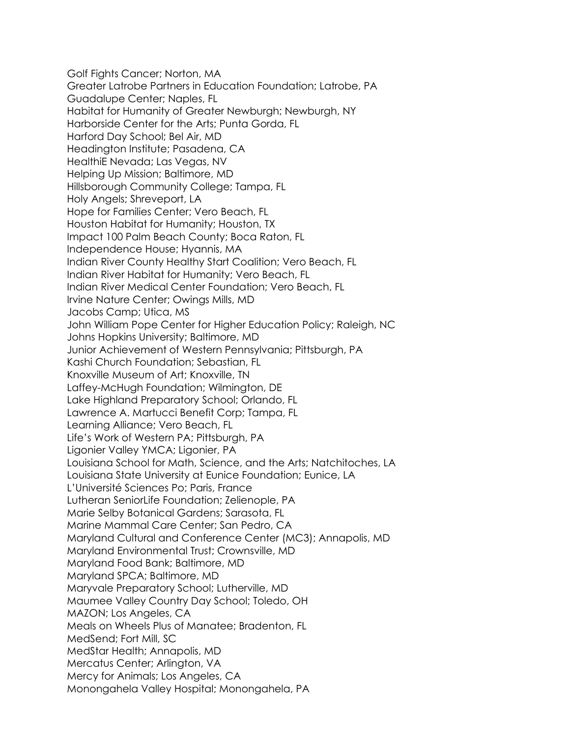Golf Fights Cancer; Norton, MA
Greater Latrobe Partners in Education Foundation; Latrobe, PA
Guadalupe Center; Naples, FL
Habitat for Humanity of Greater Newburgh; Newburgh, NY
Harborside Center for the Arts; Punta Gorda, FL
Harford Day School; Bel Air, MD
Headington Institute; Pasadena, CA
HealthiE Nevada; Las Vegas, NV
Helping Up Mission; Baltimore, MD
Hillsborough Community College; Tampa, FL
Holy Angels; Shreveport, LA
Hope for Families Center; Vero Beach, FL
Houston Habitat for Humanity; Houston, TX
Impact 100 Palm Beach County; Boca Raton, FL
Independence House; Hyannis, MA
Indian River County Healthy Start Coalition; Vero Beach, FL
Indian River Habitat for Humanity; Vero Beach, FL
Indian River Medical Center Foundation; Vero Beach, FL
Irvine Nature Center; Owings Mills, MD
Jacobs Camp; Utica, MS
John William Pope Center for Higher Education Policy; Raleigh, NC
Johns Hopkins University; Baltimore, MD
Junior Achievement of Western Pennsylvania; Pittsburgh, PA
Kashi Church Foundation; Sebastian, FL
Knoxville Museum of Art; Knoxville, TN
Laffey-McHugh Foundation; Wilmington, DE
Lake Highland Preparatory School; Orlando, FL
Lawrence A. Martucci Benefit Corp; Tampa, FL
Learning Alliance; Vero Beach, FL
Life's Work of Western PA; Pittsburgh, PA
Ligonier Valley YMCA; Ligonier, PA
Louisiana School for Math, Science, and the Arts; Natchitoches, LA
Louisiana State University at Eunice Foundation; Eunice, LA
L'Université Sciences Po; Paris, France
Lutheran SeniorLife Foundation; Zelienople, PA
Marie Selby Botanical Gardens; Sarasota, FL
Marine Mammal Care Center; San Pedro, CA
Maryland Cultural and Conference Center (MC3); Annapolis, MD
Maryland Environmental Trust; Crownsville, MD
Maryland Food Bank; Baltimore, MD
Maryland SPCA; Baltimore, MD
Maryvale Preparatory School; Lutherville, MD
Maumee Valley Country Day School; Toledo, OH
MAZON; Los Angeles, CA
Meals on Wheels Plus of Manatee; Bradenton, FL
MedSend; Fort Mill, SC
MedStar Health; Annapolis, MD
Mercatus Center; Arlington, VA
Mercy for Animals; Los Angeles, CA
Monongahela Valley Hospital; Monongahela, PA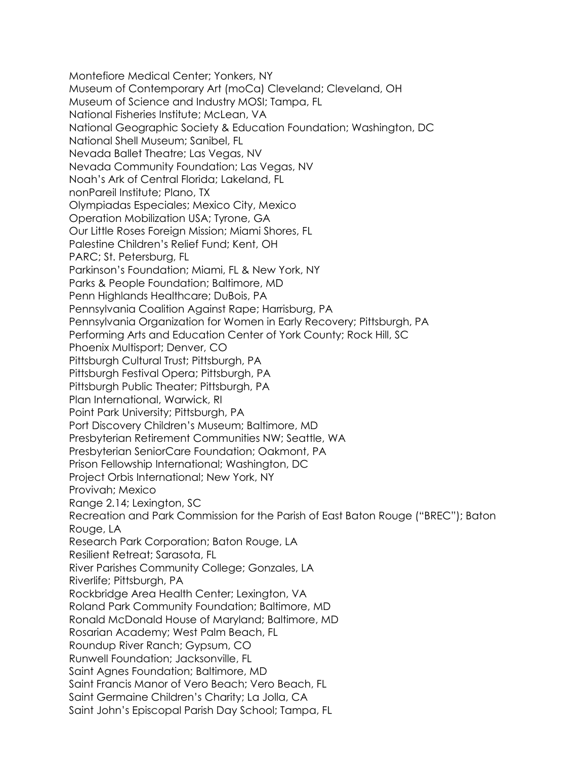Montefiore Medical Center; Yonkers, NY
Museum of Contemporary Art (moCa) Cleveland; Cleveland, OH
Museum of Science and Industry MOSI; Tampa, FL
National Fisheries Institute; McLean, VA
National Geographic Society & Education Foundation; Washington, DC
National Shell Museum; Sanibel, FL
Nevada Ballet Theatre; Las Vegas, NV
Nevada Community Foundation; Las Vegas, NV
Noah's Ark of Central Florida; Lakeland, FL
nonPareil Institute; Plano, TX
Olympiadas Especiales; Mexico City, Mexico
Operation Mobilization USA; Tyrone, GA
Our Little Roses Foreign Mission; Miami Shores, FL
Palestine Children's Relief Fund; Kent, OH
PARC; St. Petersburg, FL
Parkinson's Foundation; Miami, FL & New York, NY
Parks & People Foundation; Baltimore, MD
Penn Highlands Healthcare; DuBois, PA
Pennsylvania Coalition Against Rape; Harrisburg, PA
Pennsylvania Organization for Women in Early Recovery; Pittsburgh, PA
Performing Arts and Education Center of York County; Rock Hill, SC
Phoenix Multisport; Denver, CO
Pittsburgh Cultural Trust; Pittsburgh, PA
Pittsburgh Festival Opera; Pittsburgh, PA
Pittsburgh Public Theater; Pittsburgh, PA
Plan International, Warwick, RI
Point Park University; Pittsburgh, PA
Port Discovery Children's Museum; Baltimore, MD
Presbyterian Retirement Communities NW; Seattle, WA
Presbyterian SeniorCare Foundation; Oakmont, PA
Prison Fellowship International; Washington, DC
Project Orbis International; New York, NY
Provivah; Mexico
Range 2.14; Lexington, SC
Recreation and Park Commission for the Parish of East Baton Rouge ("BREC"); Baton Rouge, LA
Research Park Corporation; Baton Rouge, LA
Resilient Retreat; Sarasota, FL
River Parishes Community College; Gonzales, LA
Riverlife; Pittsburgh, PA
Rockbridge Area Health Center; Lexington, VA
Roland Park Community Foundation; Baltimore, MD
Ronald McDonald House of Maryland; Baltimore, MD
Rosarian Academy; West Palm Beach, FL
Roundup River Ranch; Gypsum, CO
Runwell Foundation; Jacksonville, FL
Saint Agnes Foundation; Baltimore, MD
Saint Francis Manor of Vero Beach; Vero Beach, FL
Saint Germaine Children's Charity; La Jolla, CA
Saint John's Episcopal Parish Day School; Tampa, FL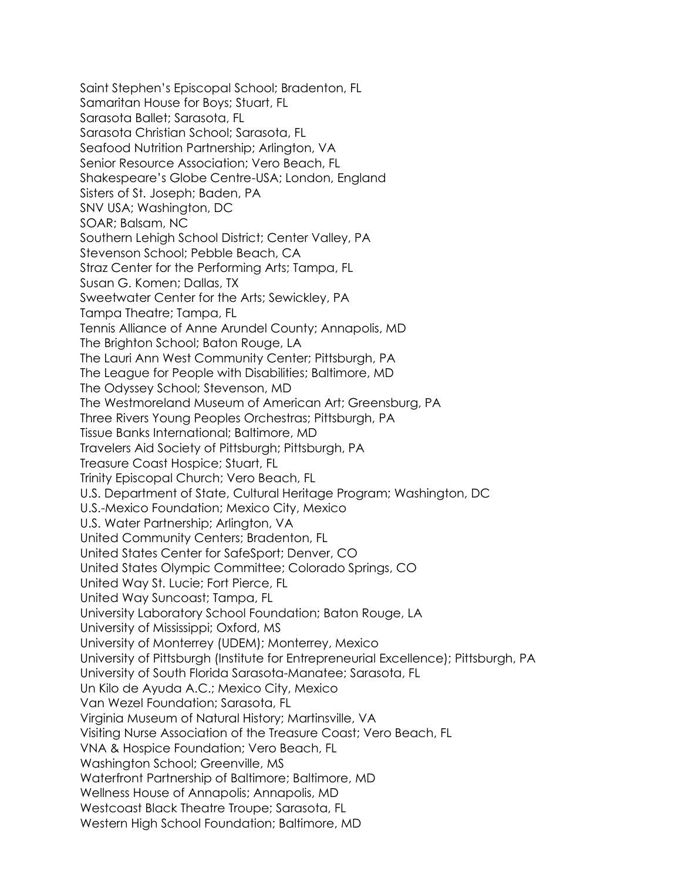Saint Stephen's Episcopal School; Bradenton, FL
Samaritan House for Boys; Stuart, FL
Sarasota Ballet; Sarasota, FL
Sarasota Christian School; Sarasota, FL
Seafood Nutrition Partnership; Arlington, VA
Senior Resource Association; Vero Beach, FL
Shakespeare's Globe Centre-USA; London, England
Sisters of St. Joseph; Baden, PA
SNV USA; Washington, DC
SOAR; Balsam, NC
Southern Lehigh School District; Center Valley, PA
Stevenson School; Pebble Beach, CA
Straz Center for the Performing Arts; Tampa, FL
Susan G. Komen; Dallas, TX
Sweetwater Center for the Arts; Sewickley, PA
Tampa Theatre; Tampa, FL
Tennis Alliance of Anne Arundel County; Annapolis, MD
The Brighton School; Baton Rouge, LA
The Lauri Ann West Community Center; Pittsburgh, PA
The League for People with Disabilities; Baltimore, MD
The Odyssey School; Stevenson, MD
The Westmoreland Museum of American Art; Greensburg, PA
Three Rivers Young Peoples Orchestras; Pittsburgh, PA
Tissue Banks International; Baltimore, MD
Travelers Aid Society of Pittsburgh; Pittsburgh, PA
Treasure Coast Hospice; Stuart, FL
Trinity Episcopal Church; Vero Beach, FL
U.S. Department of State, Cultural Heritage Program; Washington, DC
U.S.-Mexico Foundation; Mexico City, Mexico
U.S. Water Partnership; Arlington, VA
United Community Centers; Bradenton, FL
United States Center for SafeSport; Denver, CO
United States Olympic Committee; Colorado Springs, CO
United Way St. Lucie; Fort Pierce, FL
United Way Suncoast; Tampa, FL
University Laboratory School Foundation; Baton Rouge, LA
University of Mississippi; Oxford, MS
University of Monterrey (UDEM); Monterrey, Mexico
University of Pittsburgh (Institute for Entrepreneurial Excellence); Pittsburgh, PA
University of South Florida Sarasota-Manatee; Sarasota, FL
Un Kilo de Ayuda A.C.; Mexico City, Mexico
Van Wezel Foundation; Sarasota, FL
Virginia Museum of Natural History; Martinsville, VA
Visiting Nurse Association of the Treasure Coast; Vero Beach, FL
VNA & Hospice Foundation; Vero Beach, FL
Washington School; Greenville, MS
Waterfront Partnership of Baltimore; Baltimore, MD
Wellness House of Annapolis; Annapolis, MD
Westcoast Black Theatre Troupe; Sarasota, FL
Western High School Foundation; Baltimore, MD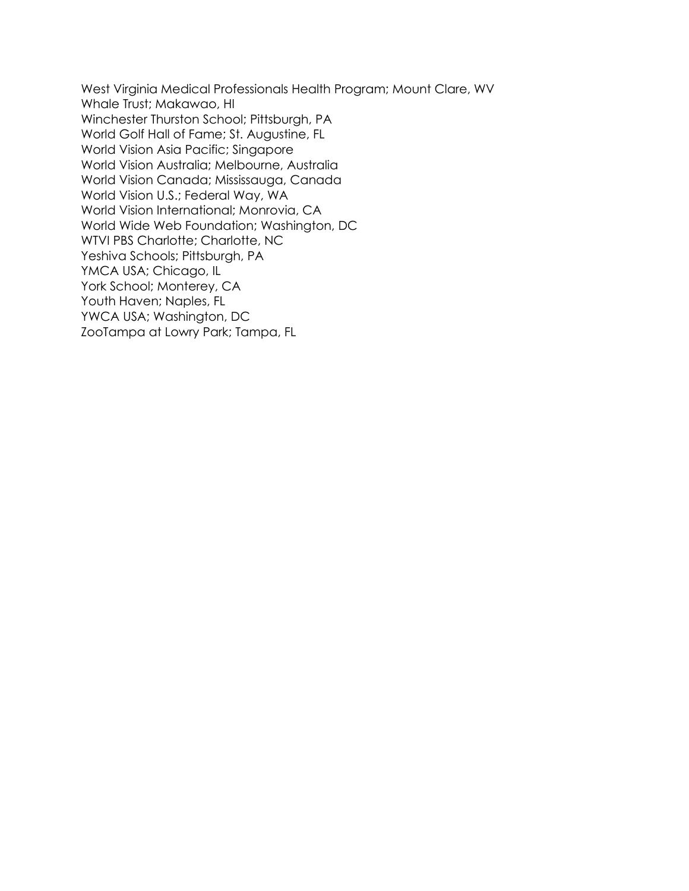West Virginia Medical Professionals Health Program; Mount Clare, WV
Whale Trust; Makawao, HI
Winchester Thurston School; Pittsburgh, PA
World Golf Hall of Fame; St. Augustine, FL
World Vision Asia Pacific; Singapore
World Vision Australia; Melbourne, Australia
World Vision Canada; Mississauga, Canada
World Vision U.S.; Federal Way, WA
World Vision International; Monrovia, CA
World Wide Web Foundation; Washington, DC
WTVI PBS Charlotte; Charlotte, NC
Yeshiva Schools; Pittsburgh, PA
YMCA USA; Chicago, IL
York School; Monterey, CA
Youth Haven; Naples, FL
YWCA USA; Washington, DC
ZooTampa at Lowry Park; Tampa, FL